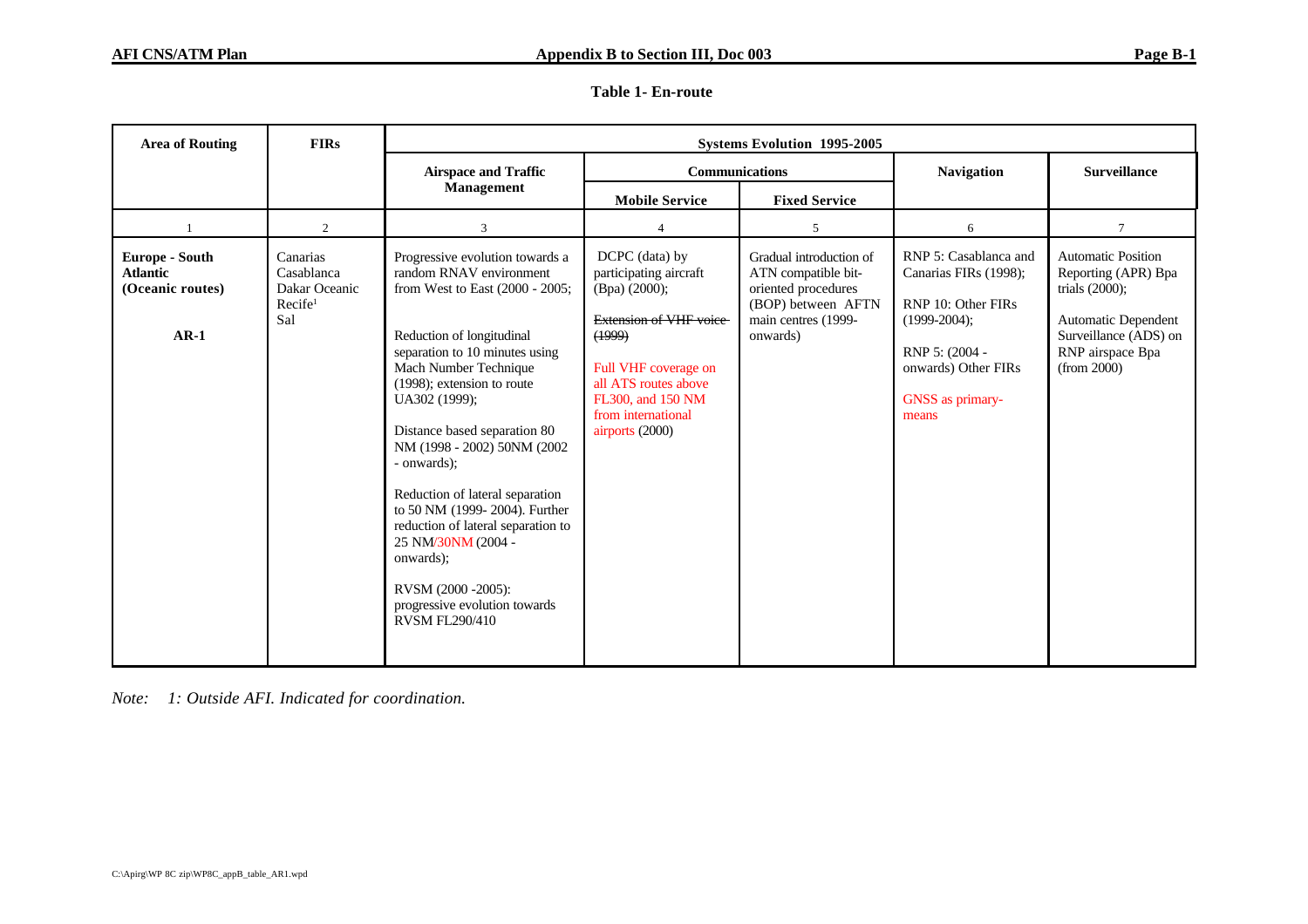**Table 1- En-route**

| Area of Routing | FIRs | Systems Evolution 1995-2005 | | | | |
|---|---|---|---|---|---|---|
| | | Airspace and Traffic Management | Communications | | Navigation | Surveillance |
| | | | Mobile Service | Fixed Service | | |
| 1 | 2 | 3 | 4 | 5 | 6 | 7 |
| **Europe - South Atlantic (Oceanic routes)** **AR-1** | Canarias Casablanca Dakar Oceanic Recife[1] Sal | Progressive evolution towards a random RNAV environment from West to East (2000 - 2005; Reduction of longitudinal separation to 10 minutes using Mach Number Technique (1998); extension to route UA302 (1999); Distance based separation 80 NM (1998 - 2002) 50NM (2002 - onwards); Reduction of lateral separation to 50 NM (1999- 2004). Further reduction of lateral separation to 25 NM/30NM (2004 - onwards); RVSM (2000 -2005): progressive evolution towards RVSM FL290/410 | DCPC (data) by participating aircraft (Bpa) (2000); ~~Extension of VHF voice (1999)~~ Full VHF coverage on all ATS routes above FL300, and 150 NM from international airports (2000) | Gradual introduction of ATN compatible bit-oriented procedures (BOP) between AFTN main centres (1999-onwards) | RNP 5: Casablanca and Canarias FIRs (1998); RNP 10: Other FIRs (1999-2004); RNP 5: (2004 - onwards) Other FIRs GNSS as primary-means | Automatic Position Reporting (APR) Bpa trials (2000); Automatic Dependent Surveillance (ADS) on RNP airspace Bpa (from 2000) |

*Note: 1: Outside AFI. Indicated for coordination.*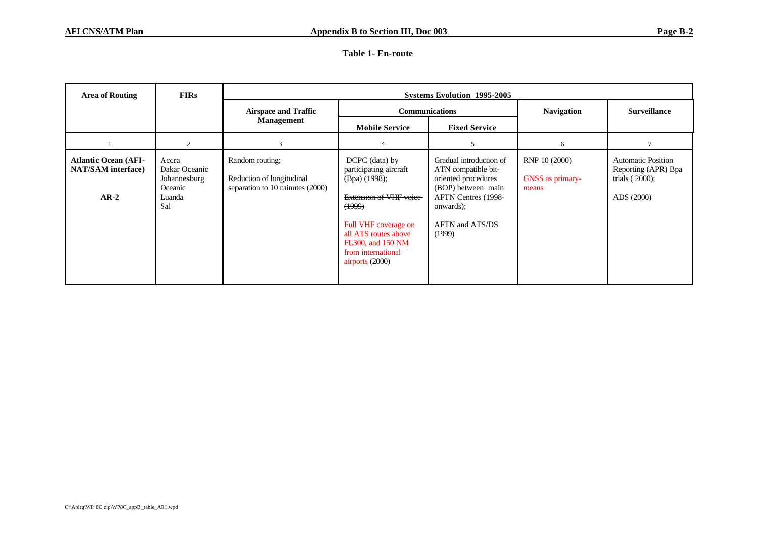## Table 1- En-route

| Area of Routing | FIRs | Systems Evolution 1995-2005 | | | | |
|---|---|---|---|---|---|---|
| | | Airspace and Traffic Management | Communications | | Navigation | Surveillance |
| | | | Mobile Service | Fixed Service | | |
| 1 | 2 | 3 | 4 | 5 | 6 | 7 |
| **Atlantic Ocean (AFI-NAT/SAM interface)** **AR-2** | Accra Dakar Oceanic Johannesburg Oceanic Luanda Sal | Random routing; Reduction of longitudinal separation to 10 minutes (2000) | DCPC (data) by participating aircraft (Bpa) (1998); ~~Extension of VHF voice (1999)~~ Full VHF coverage on all ATS routes above FL300, and 150 NM from international airports (2000) | Gradual introduction of ATN compatible bit-oriented procedures (BOP) between main AFTN Centres (1998-onwards); AFTN and ATS/DS (1999) | RNP 10 (2000) GNSS as primary-means | Automatic Position Reporting (APR) Bpa trials ( 2000); ADS (2000) |